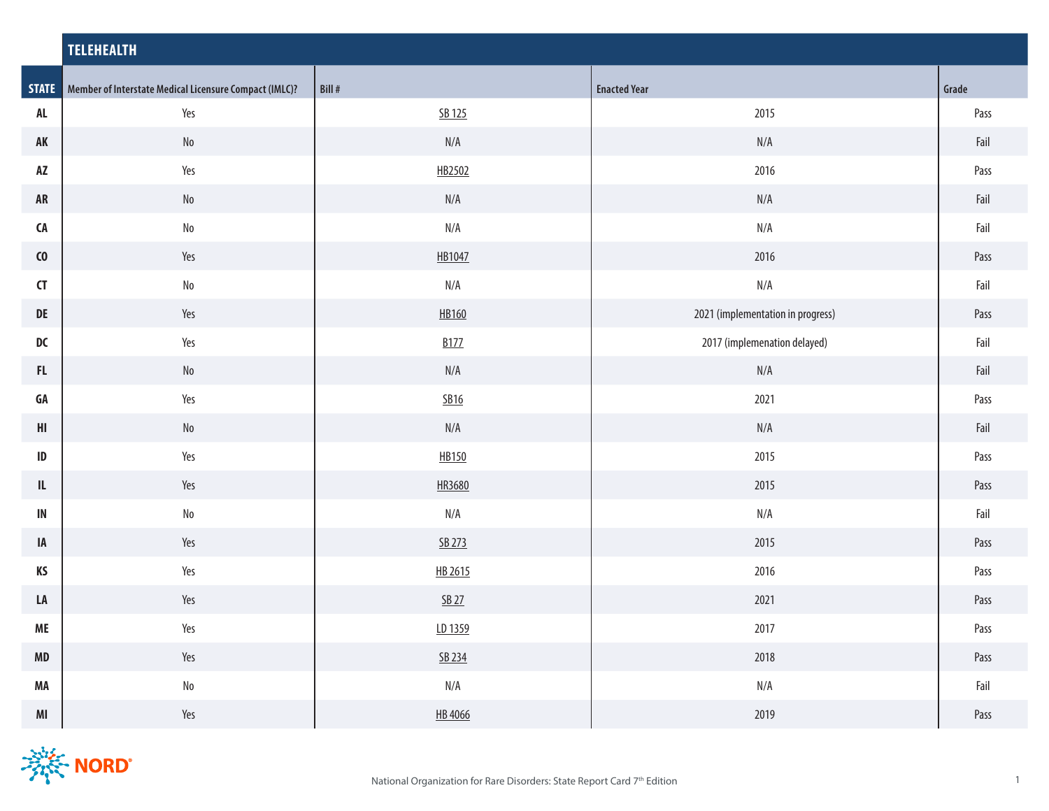## TELEHEALTH

| STATE | Member of Interstate Medical Licensure Compact (IMLC)? | Bill # | Enacted Year | Grade |
|---|---|---|---|---|
| AL | Yes | SB 125 | 2015 | Pass |
| AK | No | N/A | N/A | Fail |
| AZ | Yes | HB2502 | 2016 | Pass |
| AR | No | N/A | N/A | Fail |
| CA | No | N/A | N/A | Fail |
| CO | Yes | HB1047 | 2016 | Pass |
| CT | No | N/A | N/A | Fail |
| DE | Yes | HB160 | 2021 (implementation in progress) | Pass |
| DC | Yes | B177 | 2017 (implemenation delayed) | Fail |
| FL | No | N/A | N/A | Fail |
| GA | Yes | SB16 | 2021 | Pass |
| HI | No | N/A | N/A | Fail |
| ID | Yes | HB150 | 2015 | Pass |
| IL | Yes | HR3680 | 2015 | Pass |
| IN | No | N/A | N/A | Fail |
| IA | Yes | SB 273 | 2015 | Pass |
| KS | Yes | HB 2615 | 2016 | Pass |
| LA | Yes | SB 27 | 2021 | Pass |
| ME | Yes | LD 1359 | 2017 | Pass |
| MD | Yes | SB 234 | 2018 | Pass |
| MA | No | N/A | N/A | Fail |
| MI | Yes | HB 4066 | 2019 | Pass |

National Organization for Rare Disorders: State Report Card 7th Edition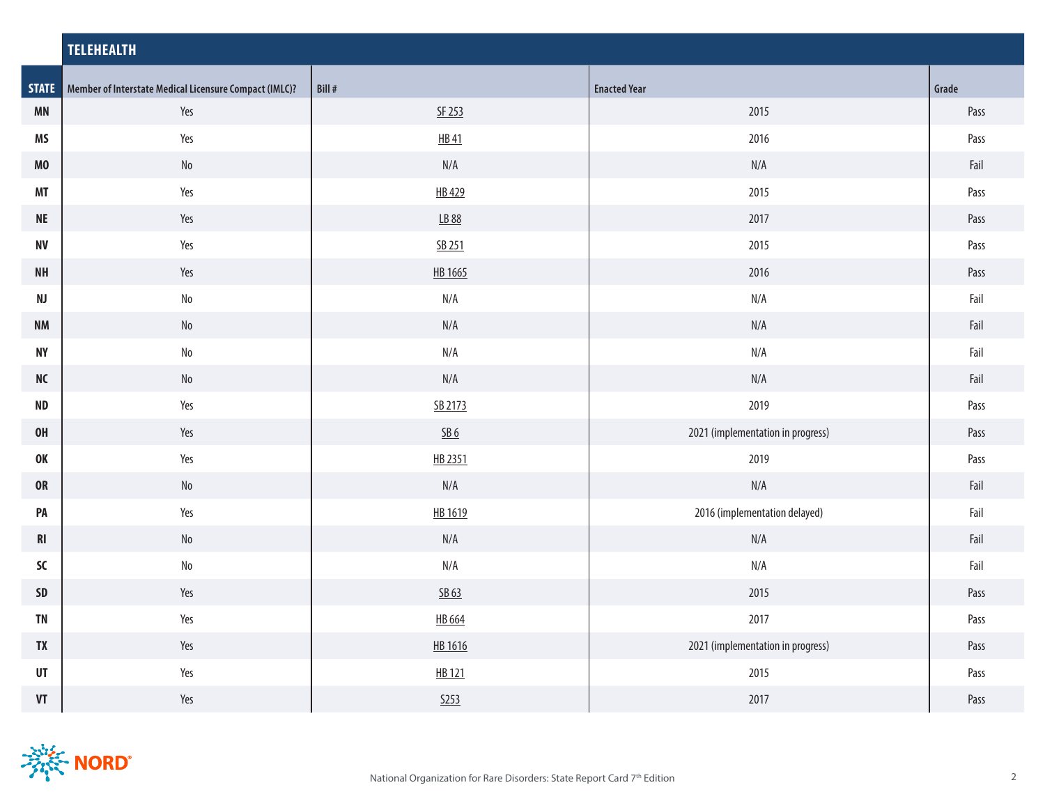## TELEHEALTH

| STATE | Member of Interstate Medical Licensure Compact (IMLC)? | Bill # | Enacted Year | Grade |
|---|---|---|---|---|
| MN | Yes | SF 253 | 2015 | Pass |
| MS | Yes | HB 41 | 2016 | Pass |
| MO | No | N/A | N/A | Fail |
| MT | Yes | HB 429 | 2015 | Pass |
| NE | Yes | LB 88 | 2017 | Pass |
| NV | Yes | SB 251 | 2015 | Pass |
| NH | Yes | HB 1665 | 2016 | Pass |
| NJ | No | N/A | N/A | Fail |
| NM | No | N/A | N/A | Fail |
| NY | No | N/A | N/A | Fail |
| NC | No | N/A | N/A | Fail |
| ND | Yes | SB 2173 | 2019 | Pass |
| OH | Yes | SB 6 | 2021 (implementation in progress) | Pass |
| OK | Yes | HB 2351 | 2019 | Pass |
| OR | No | N/A | N/A | Fail |
| PA | Yes | HB 1619 | 2016 (implementation delayed) | Fail |
| RI | No | N/A | N/A | Fail |
| SC | No | N/A | N/A | Fail |
| SD | Yes | SB 63 | 2015 | Pass |
| TN | Yes | HB 664 | 2017 | Pass |
| TX | Yes | HB 1616 | 2021 (implementation in progress) | Pass |
| UT | Yes | HB 121 | 2015 | Pass |
| VT | Yes | S253 | 2017 | Pass |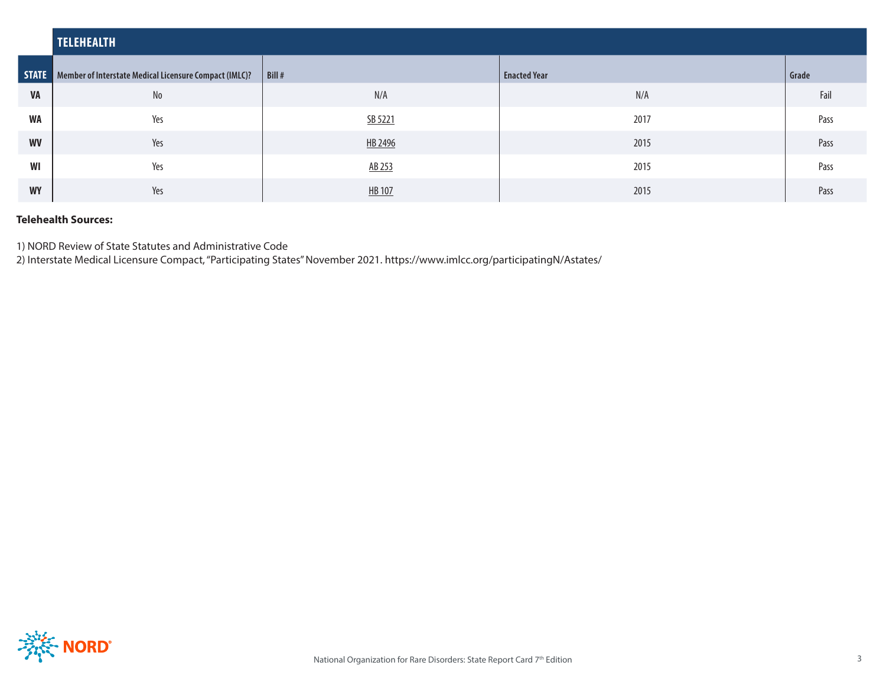| | TELEHEALTH | | | |
|---|---|---|---|---|
| **STATE** | **Member of Interstate Medical Licensure Compact (IMLC)?** | **Bill #** | **Enacted Year** | **Grade** |
| **VA** | No | N/A | N/A | Fail |
| **WA** | Yes | SB 5221 | 2017 | Pass |
| **WV** | Yes | HB 2496 | 2015 | Pass |
| **WI** | Yes | AB 253 | 2015 | Pass |
| **WY** | Yes | HB 107 | 2015 | Pass |

**Telehealth Sources:**

1) NORD Review of State Statutes and Administrative Code
2) Interstate Medical Licensure Compact, "Participating States" November 2021. https://www.imlcc.org/participatingN/Astates/